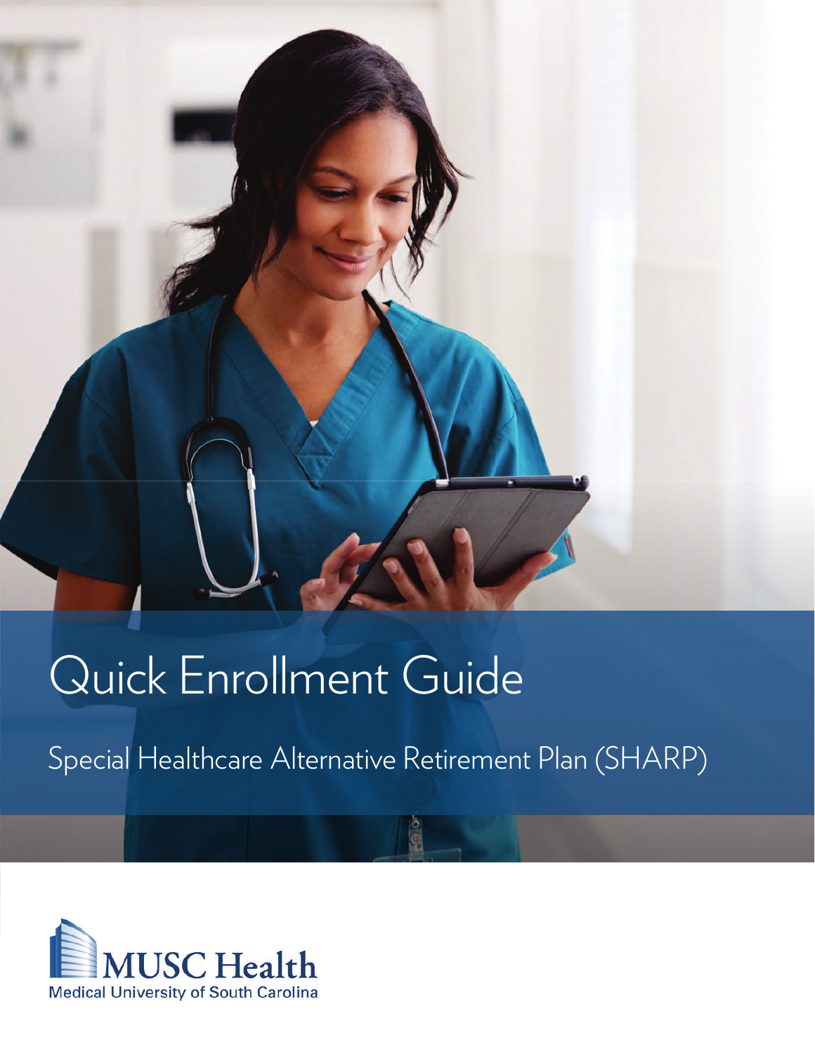# Quick Enrollment Guide

## Special Healthcare Alternative Retirement Plan (SHARP)

MUSC Health

Medical University of South Carolina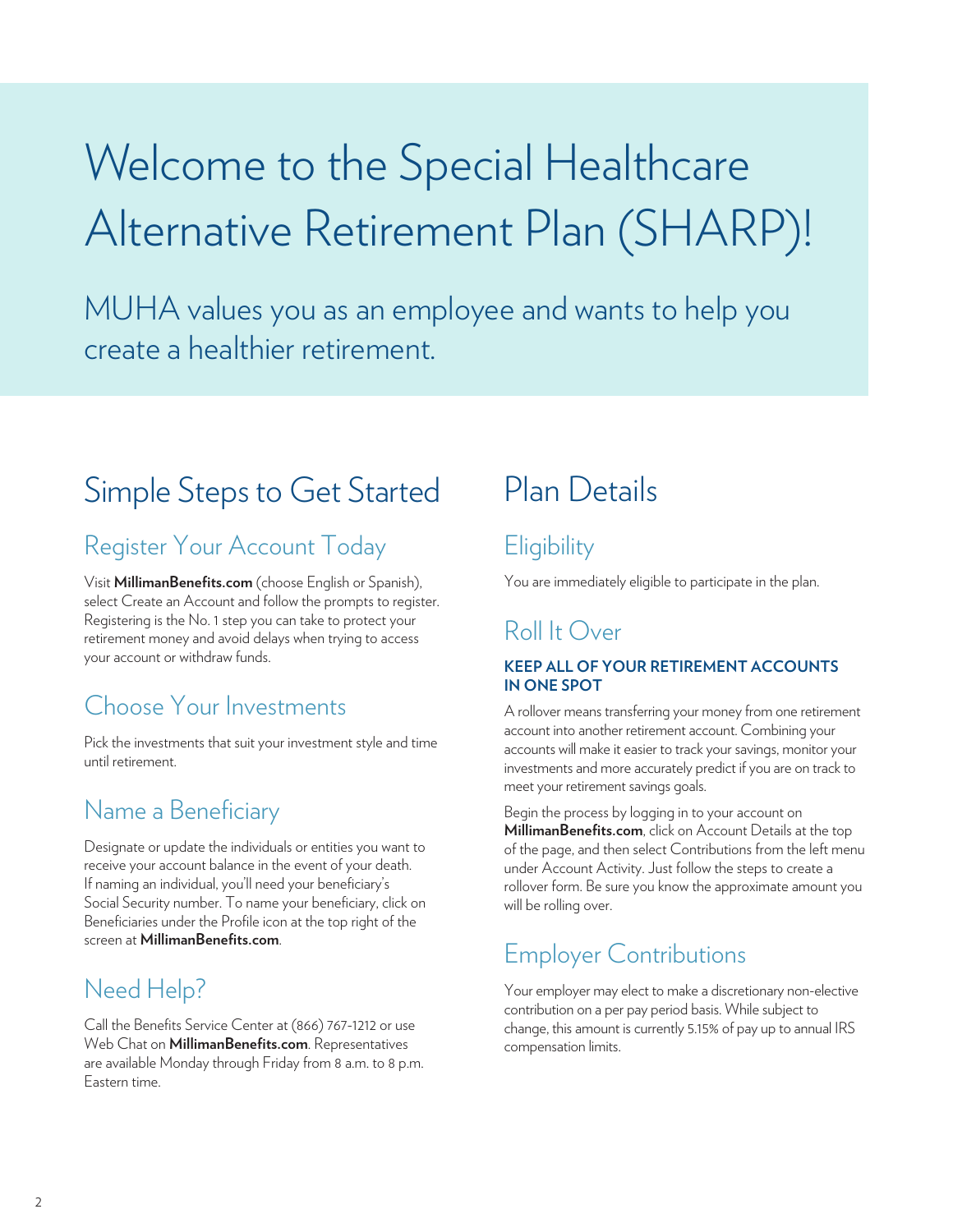# Welcome to the Special Healthcare Alternative Retirement Plan (SHARP)!

MUHA values you as an employee and wants to help you create a healthier retirement.

## Simple Steps to Get Started

### Register Your Account Today

Visit **MillimanBenefits.com** (choose English or Spanish), select Create an Account and follow the prompts to register. Registering is the No. 1 step you can take to protect your retirement money and avoid delays when trying to access your account or withdraw funds.

### Choose Your Investments

Pick the investments that suit your investment style and time until retirement.

### Name a Beneficiary

Designate or update the individuals or entities you want to receive your account balance in the event of your death. If naming an individual, you'll need your beneficiary's Social Security number. To name your beneficiary, click on Beneficiaries under the Profile icon at the top right of the screen at **MillimanBenefits.com**.

### Need Help?

Call the Benefits Service Center at (866) 767-1212 or use Web Chat on **MillimanBenefits.com**. Representatives are available Monday through Friday from 8 a.m. to 8 p.m. Eastern time.

## Plan Details

### Eligibility

You are immediately eligible to participate in the plan.

### Roll It Over

**KEEP ALL OF YOUR RETIREMENT ACCOUNTS IN ONE SPOT**

A rollover means transferring your money from one retirement account into another retirement account. Combining your accounts will make it easier to track your savings, monitor your investments and more accurately predict if you are on track to meet your retirement savings goals.

Begin the process by logging in to your account on **MillimanBenefits.com**, click on Account Details at the top of the page, and then select Contributions from the left menu under Account Activity. Just follow the steps to create a rollover form. Be sure you know the approximate amount you will be rolling over.

### Employer Contributions

Your employer may elect to make a discretionary non-elective contribution on a per pay period basis. While subject to change, this amount is currently 5.15% of pay up to annual IRS compensation limits.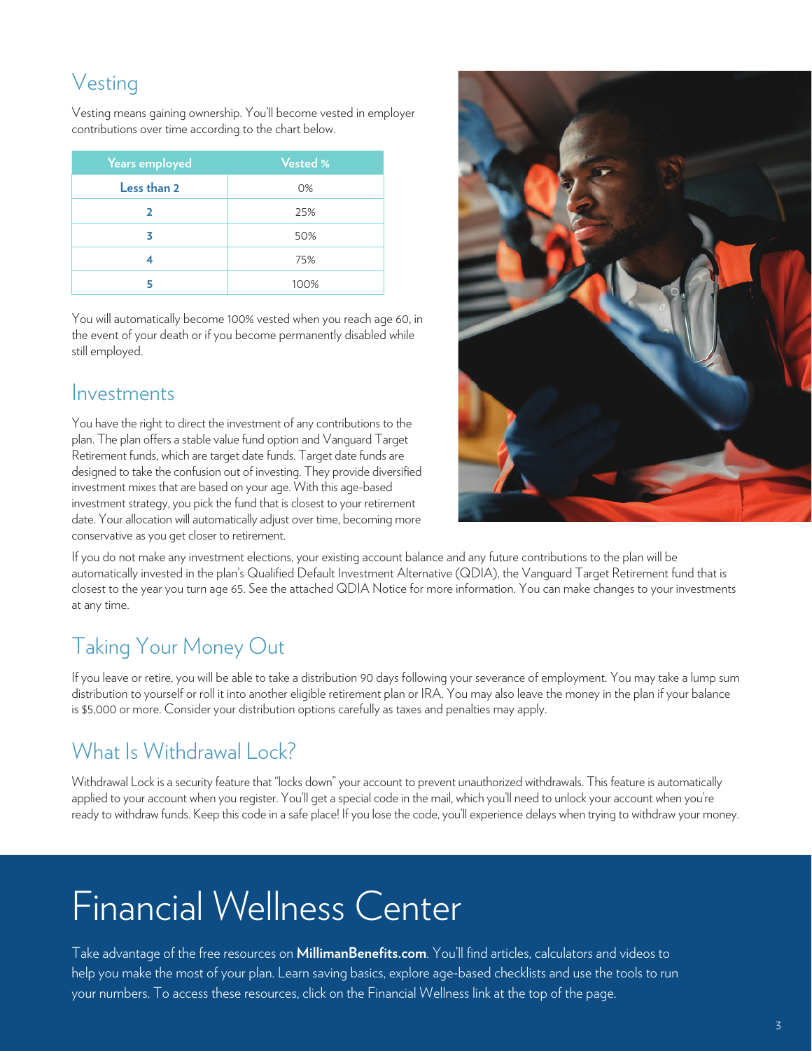## Vesting

Vesting means gaining ownership. You'll become vested in employer contributions over time according to the chart below.

| Years employed | Vested % |
| --- | --- |
| Less than 2 | 0% |
| 2 | 25% |
| 3 | 50% |
| 4 | 75% |
| 5 | 100% |

You will automatically become 100% vested when you reach age 60, in the event of your death or if you become permanently disabled while still employed.

## Investments

You have the right to direct the investment of any contributions to the plan. The plan offers a stable value fund option and Vanguard Target Retirement funds, which are target date funds. Target date funds are designed to take the confusion out of investing. They provide diversified investment mixes that are based on your age. With this age-based investment strategy, you pick the fund that is closest to your retirement date. Your allocation will automatically adjust over time, becoming more conservative as you get closer to retirement.

If you do not make any investment elections, your existing account balance and any future contributions to the plan will be automatically invested in the plan's Qualified Default Investment Alternative (QDIA), the Vanguard Target Retirement fund that is closest to the year you turn age 65. See the attached QDIA Notice for more information. You can make changes to your investments at any time.

## Taking Your Money Out

If you leave or retire, you will be able to take a distribution 90 days following your severance of employment. You may take a lump sum distribution to yourself or roll it into another eligible retirement plan or IRA. You may also leave the money in the plan if your balance is $5,000 or more. Consider your distribution options carefully as taxes and penalties may apply.

## What Is Withdrawal Lock?

Withdrawal Lock is a security feature that "locks down" your account to prevent unauthorized withdrawals. This feature is automatically applied to your account when you register. You'll get a special code in the mail, which you'll need to unlock your account when you're ready to withdraw funds. Keep this code in a safe place! If you lose the code, you'll experience delays when trying to withdraw your money.

# Financial Wellness Center

Take advantage of the free resources on **MillimanBenefits.com**. You'll find articles, calculators and videos to help you make the most of your plan. Learn saving basics, explore age-based checklists and use the tools to run your numbers. To access these resources, click on the Financial Wellness link at the top of the page.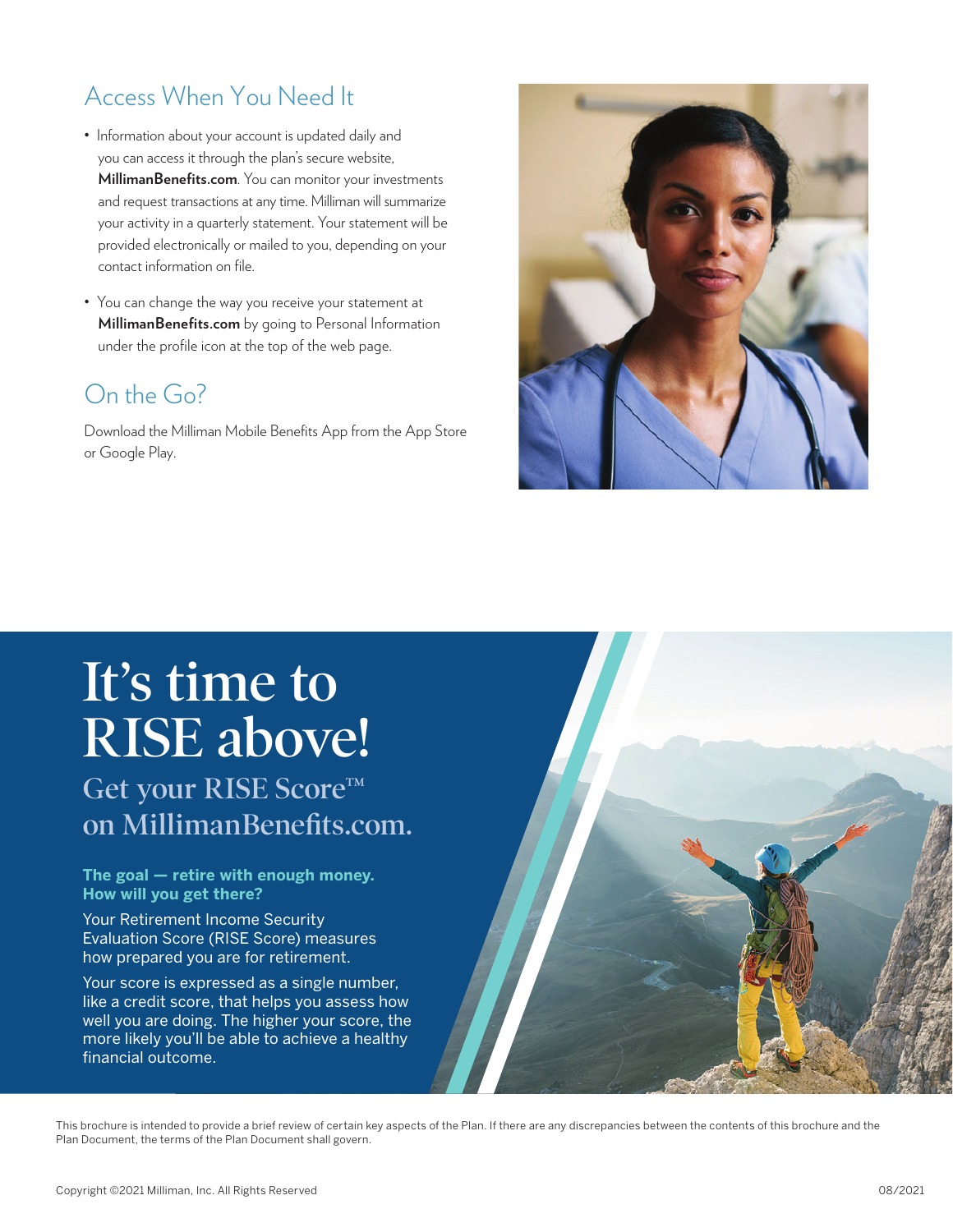## Access When You Need It

- Information about your account is updated daily and you can access it through the plan's secure website, **MillimanBenefits.com**. You can monitor your investments and request transactions at any time. Milliman will summarize your activity in a quarterly statement. Your statement will be provided electronically or mailed to you, depending on your contact information on file.
- You can change the way you receive your statement at **MillimanBenefits.com** by going to Personal Information under the profile icon at the top of the web page.

## On the Go?

Download the Milliman Mobile Benefits App from the App Store or Google Play.

# It's time to RISE above!

## Get your RISE Score™ on MillimanBenefits.com.

**The goal — retire with enough money. How will you get there?**

Your Retirement Income Security Evaluation Score (RISE Score) measures how prepared you are for retirement.

Your score is expressed as a single number, like a credit score, that helps you assess how well you are doing. The higher your score, the more likely you'll be able to achieve a healthy financial outcome.

This brochure is intended to provide a brief review of certain key aspects of the Plan. If there are any discrepancies between the contents of this brochure and the Plan Document, the terms of the Plan Document shall govern.

Copyright ©2021 Milliman, Inc. All Rights Reserved

08/2021